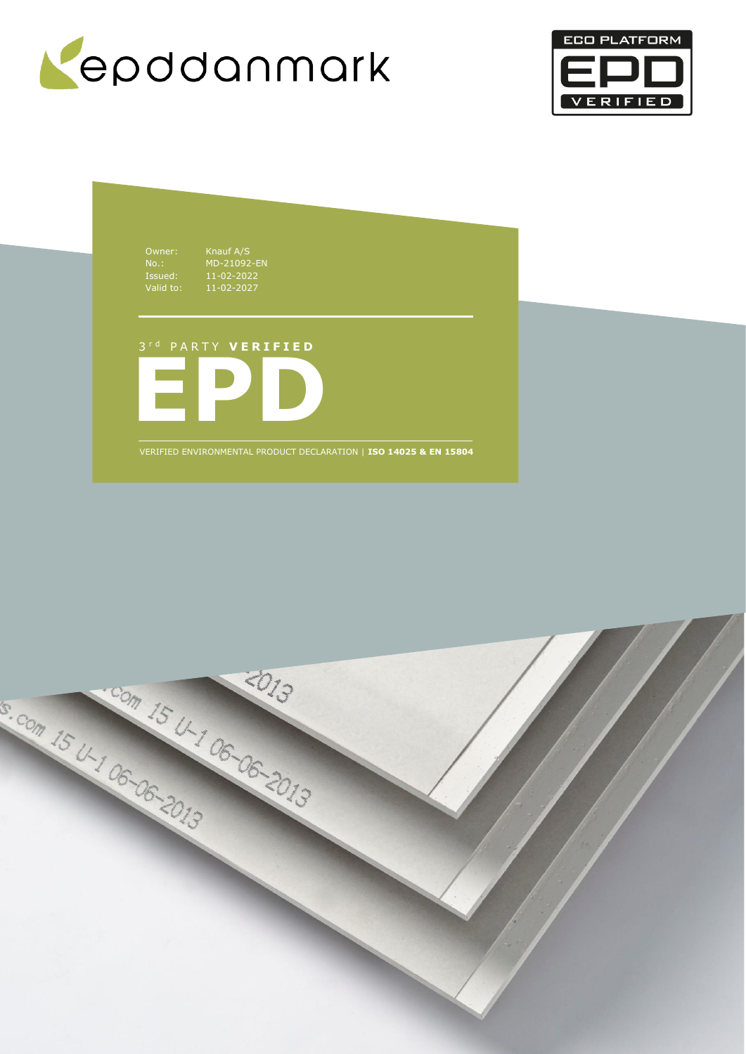epddanmark

ECO PLATFORM EPD VERIFIED

Owner: Knauf A/S
No.: MD-21092-EN
Issued: 11-02-2022
Valid to: 11-02-2027

3[rd] PARTY **VERIFIED**

# EPD

VERIFIED ENVIRONMENTAL PRODUCT DECLARATION | **ISO 14025 & EN 15804**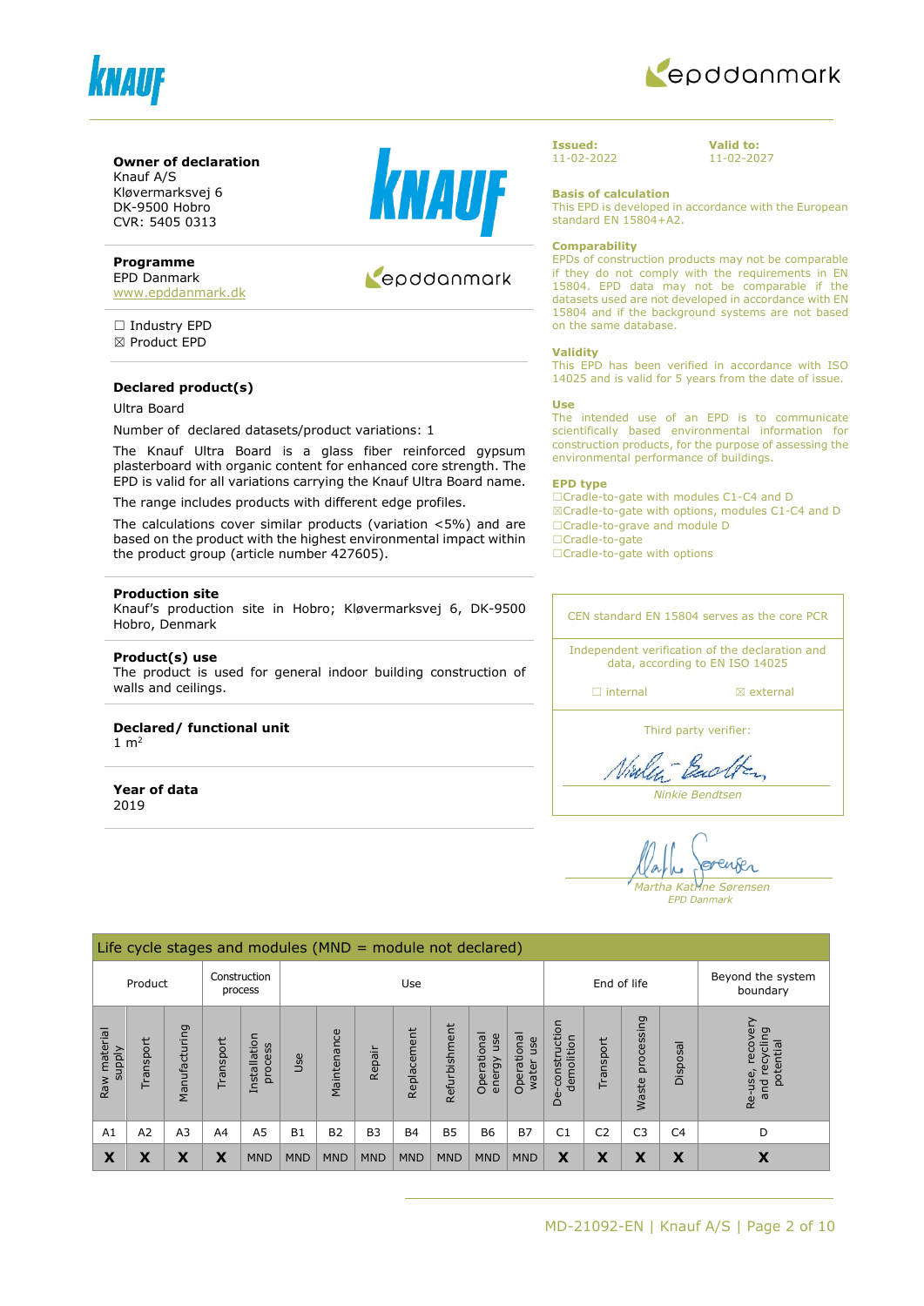**Owner of declaration**
Knauf A/S
Kløvermarksvej 6
DK-9500 Hobro
CVR: 5405 0313

**Programme**
EPD Danmark
www.epddanmark.dk

☐ Industry EPD
☒ Product EPD

**Declared product(s)**

Ultra Board

Number of declared datasets/product variations: 1

The Knauf Ultra Board is a glass fiber reinforced gypsum plasterboard with organic content for enhanced core strength. The EPD is valid for all variations carrying the Knauf Ultra Board name.

The range includes products with different edge profiles.

The calculations cover similar products (variation <5%) and are based on the product with the highest environmental impact within the product group (article number 427605).

**Production site**
Knauf's production site in Hobro; Kløvermarksvej 6, DK-9500 Hobro, Denmark

**Product(s) use**
The product is used for general indoor building construction of walls and ceilings.

**Declared/ functional unit**
1 m$^2$

**Year of data**
2019

**Issued:**
11-02-2022

**Valid to:**
11-02-2027

**Basis of calculation**
This EPD is developed in accordance with the European standard EN 15804+A2.

**Comparability**
EPDs of construction products may not be comparable if they do not comply with the requirements in EN 15804. EPD data may not be comparable if the datasets used are not developed in accordance with EN 15804 and if the background systems are not based on the same database.

**Validity**
This EPD has been verified in accordance with ISO 14025 and is valid for 5 years from the date of issue.

**Use**
The intended use of an EPD is to communicate scientifically based environmental information for construction products, for the purpose of assessing the environmental performance of buildings.

**EPD type**
☐Cradle-to-gate with modules C1-C4 and D
☒Cradle-to-gate with options, modules C1-C4 and D
☐Cradle-to-grave and module D
☐Cradle-to-gate
☐Cradle-to-gate with options

CEN standard EN 15804 serves as the core PCR

Independent verification of the declaration and data, according to EN ISO 14025

☐ internal ☒ external

Third party verifier:

*Ninkie Bendtsen*

*Martha Katrine Sørensen*
*EPD Danmark*

**Life cycle stages and modules (MND = module not declared)**

| Product | | | Construction process | | Use | | | | | | | End of life | | | | Beyond the system boundary |
|---|---|---|---|---|---|---|---|---|---|---|---|---|---|---|---|---|
| Raw material supply | Transport | Manufacturing | Transport | Installation process | Use | Maintenance | Repair | Replacement | Refurbishment | Operational energy use | Operational water use | De-construction demolition | Transport | Waste processing | Disposal | Re-use, recovery and recycling potential |
| A1 | A2 | A3 | A4 | A5 | B1 | B2 | B3 | B4 | B5 | B6 | B7 | C1 | C2 | C3 | C4 | D |
| X | X | X | X | MND | MND | MND | MND | MND | MND | MND | MND | X | X | X | X | X |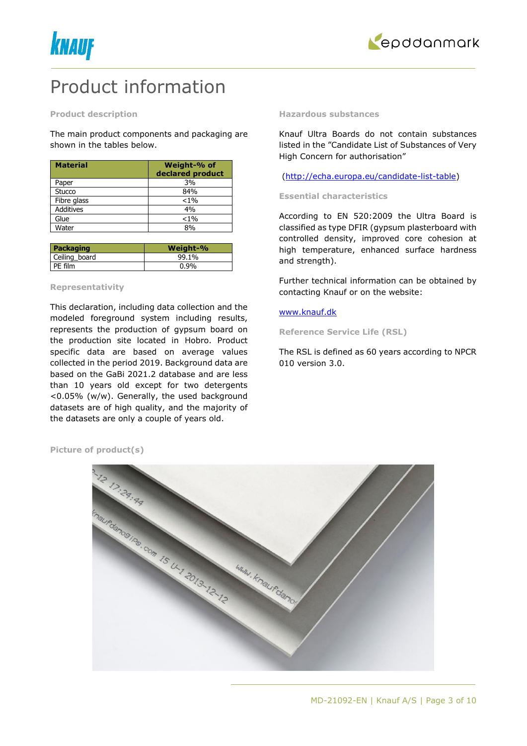# Product information

### Product description

The main product components and packaging are shown in the tables below.

| Material | Weight-% of declared product |
|---|---|
| Paper | 3% |
| Stucco | 84% |
| Fibre glass | <1% |
| Additives | 4% |
| Glue | <1% |
| Water | 8% |

| Packaging | Weight-% |
|---|---|
| Ceiling_board | 99.1% |
| PE film | 0.9% |

### Representativity

This declaration, including data collection and the modeled foreground system including results, represents the production of gypsum board on the production site located in Hobro. Product specific data are based on average values collected in the period 2019. Background data are based on the GaBi 2021.2 database and are less than 10 years old except for two detergents <0.05% (w/w). Generally, the used background datasets are of high quality, and the majority of the datasets are only a couple of years old.

### Hazardous substances

Knauf Ultra Boards do not contain substances listed in the "Candidate List of Substances of Very High Concern for authorisation"

(http://echa.europa.eu/candidate-list-table)

### Essential characteristics

According to EN 520:2009 the Ultra Board is classified as type DFIR (gypsum plasterboard with controlled density, improved core cohesion at high temperature, enhanced surface hardness and strength).

Further technical information can be obtained by contacting Knauf or on the website:

www.knauf.dk

### Reference Service Life (RSL)

The RSL is defined as 60 years according to NPCR 010 version 3.0.

### Picture of product(s)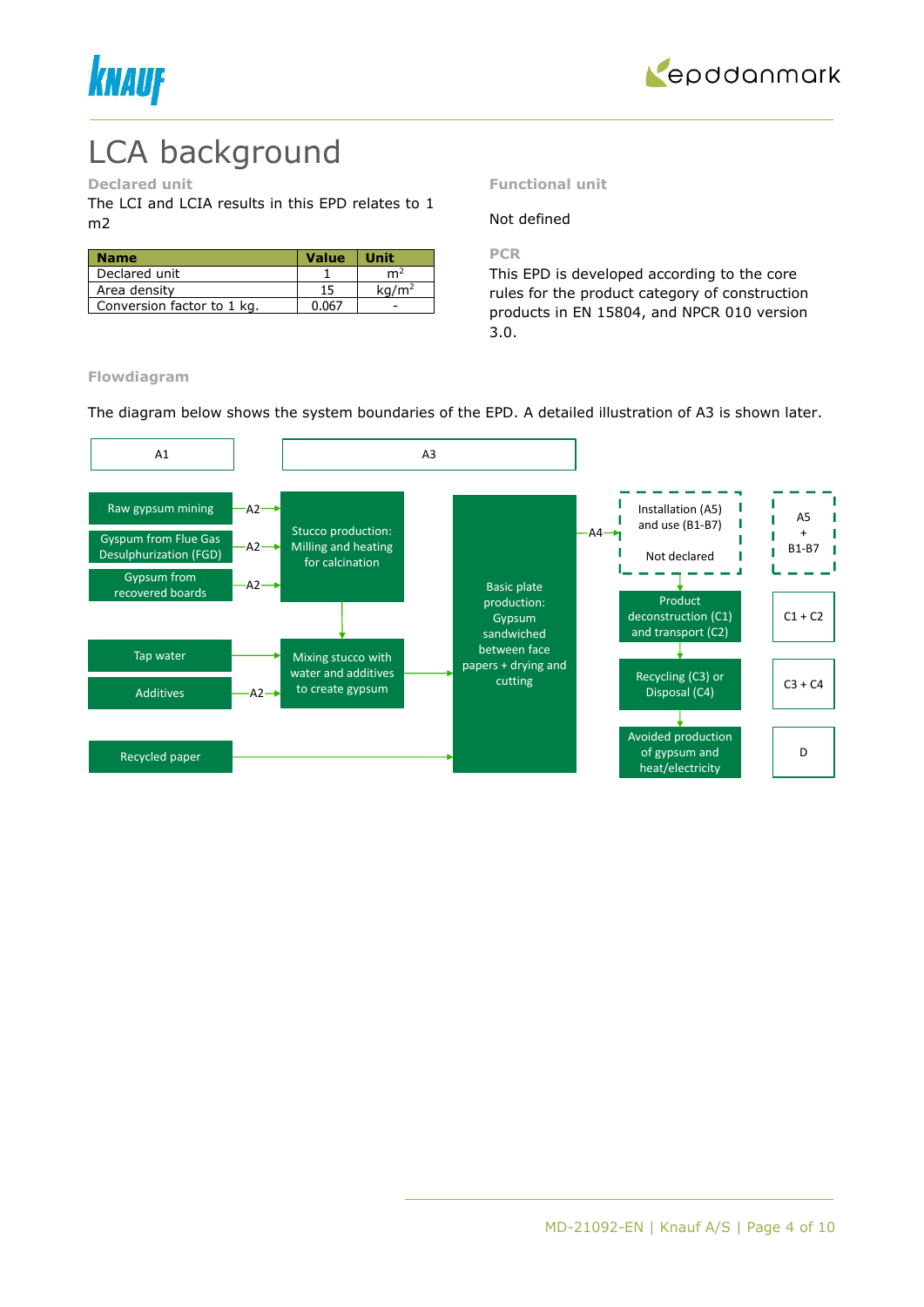# LCA background

## Declared unit

The LCI and LCIA results in this EPD relates to 1 m2

| Name | Value | Unit |
|---|---|---|
| Declared unit | 1 | $m^2$ |
| Area density | 15 | $kg/m^2$ |
| Conversion factor to 1 kg. | 0.067 | - |

## Functional unit

Not defined

## PCR

This EPD is developed according to the core rules for the product category of construction products in EN 15804, and NPCR 010 version 3.0.

## Flowdiagram

The diagram below shows the system boundaries of the EPD. A detailed illustration of A3 is shown later.

A1

A3

Raw gypsum mining —A2→

Gypsum from Flue Gas Desulphurization (FGD) —A2→

Gypsum from recovered boards —A2→

Stucco production: Milling and heating for calcination

Tap water →

Additives —A2→

Mixing stucco with water and additives to create gypsum

Recycled paper →

Basic plate production: Gypsum sandwiched between face papers + drying and cutting

—A4→

Installation (A5) and use (B1-B7)

Not declared

Product deconstruction (C1) and transport (C2)

Recycling (C3) or Disposal (C4)

Avoided production of gypsum and heat/electricity

A5 + B1-B7

C1 + C2

C3 + C4

D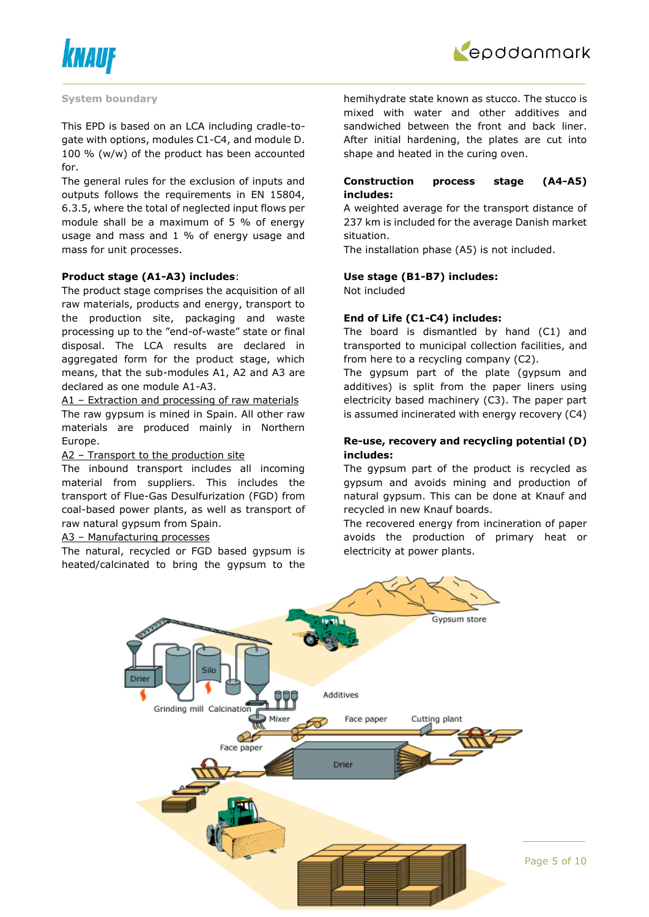## System boundary

This EPD is based on an LCA including cradle-to-gate with options, modules C1-C4, and module D. 100 % (w/w) of the product has been accounted for.

The general rules for the exclusion of inputs and outputs follows the requirements in EN 15804, 6.3.5, where the total of neglected input flows per module shall be a maximum of 5 % of energy usage and mass and 1 % of energy usage and mass for unit processes.

**Product stage (A1-A3) includes**:

The product stage comprises the acquisition of all raw materials, products and energy, transport to the production site, packaging and waste processing up to the "end-of-waste" state or final disposal. The LCA results are declared in aggregated form for the product stage, which means, that the sub-modules A1, A2 and A3 are declared as one module A1-A3.

A1 – Extraction and processing of raw materials

The raw gypsum is mined in Spain. All other raw materials are produced mainly in Northern Europe.

A2 – Transport to the production site

The inbound transport includes all incoming material from suppliers. This includes the transport of Flue-Gas Desulfurization (FGD) from coal-based power plants, as well as transport of raw natural gypsum from Spain.

A3 – Manufacturing processes

The natural, recycled or FGD based gypsum is heated/calcinated to bring the gypsum to the hemihydrate state known as stucco. The stucco is mixed with water and other additives and sandwiched between the front and back liner. After initial hardening, the plates are cut into shape and heated in the curing oven.

**Construction process stage (A4-A5) includes:**

A weighted average for the transport distance of 237 km is included for the average Danish market situation.

The installation phase (A5) is not included.

**Use stage (B1-B7) includes:**

Not included

**End of Life (C1-C4) includes:**

The board is dismantled by hand (C1) and transported to municipal collection facilities, and from here to a recycling company (C2).

The gypsum part of the plate (gypsum and additives) is split from the paper liners using electricity based machinery (C3). The paper part is assumed incinerated with energy recovery (C4)

**Re-use, recovery and recycling potential (D) includes:**

The gypsum part of the product is recycled as gypsum and avoids mining and production of natural gypsum. This can be done at Knauf and recycled in new Knauf boards.

The recovered energy from incineration of paper avoids the production of primary heat or electricity at power plants.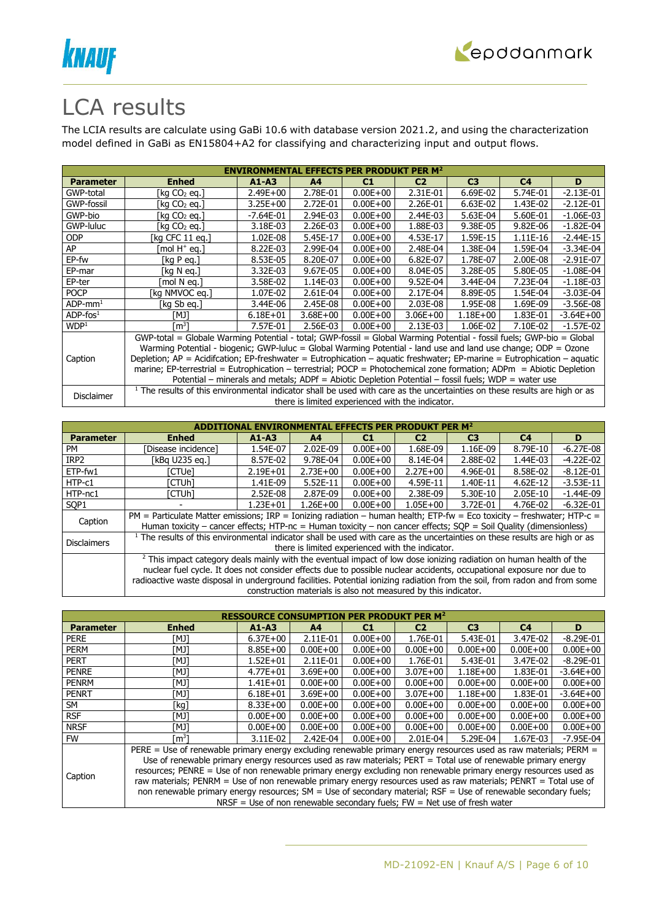# LCA results

The LCIA results are calculate using GaBi 10.6 with database version 2021.2, and using the characterization model defined in GaBi as EN15804+A2 for classifying and characterizing input and output flows.

| ENVIRONMENTAL EFFECTS PER PRODUKT PER M² | | | | | | | | |
|---|---|---|---|---|---|---|---|---|
| **Parameter** | **Enhed** | **A1-A3** | **A4** | **C1** | **C2** | **C3** | **C4** | **D** |
| GWP-total | [kg $CO_2$ eq.] | 2.49E+00 | 2.78E-01 | 0.00E+00 | 2.31E-01 | 6.69E-02 | 5.74E-01 | -2.13E-01 |
| GWP-fossil | [kg $CO_2$ eq.] | 3.25E+00 | 2.72E-01 | 0.00E+00 | 2.26E-01 | 6.63E-02 | 1.43E-02 | -2.12E-01 |
| GWP-bio | [kg $CO_2$ eq.] | -7.64E-01 | 2.94E-03 | 0.00E+00 | 2.44E-03 | 5.63E-04 | 5.60E-01 | -1.06E-03 |
| GWP-luluc | [kg $CO_2$ eq.] | 3.18E-03 | 2.26E-03 | 0.00E+00 | 1.88E-03 | 9.38E-05 | 9.82E-06 | -1.82E-04 |
| ODP | [kg CFC 11 eq.] | 1.02E-08 | 5.45E-17 | 0.00E+00 | 4.53E-17 | 1.59E-15 | 1.11E-16 | -2.44E-15 |
| AP | [mol $H^+$ eq.] | 8.22E-03 | 2.99E-04 | 0.00E+00 | 2.48E-04 | 1.38E-04 | 1.59E-04 | -3.34E-04 |
| EP-fw | [kg P eq.] | 8.53E-05 | 8.20E-07 | 0.00E+00 | 6.82E-07 | 1.78E-07 | 2.00E-08 | -2.91E-07 |
| EP-mar | [kg N eq.] | 3.32E-03 | 9.67E-05 | 0.00E+00 | 8.04E-05 | 3.28E-05 | 5.80E-05 | -1.08E-04 |
| EP-ter | [mol N eq.] | 3.58E-02 | 1.14E-03 | 0.00E+00 | 9.52E-04 | 3.44E-04 | 7.23E-04 | -1.18E-03 |
| POCP | [kg NMVOC eq.] | 1.07E-02 | 2.61E-04 | 0.00E+00 | 2.17E-04 | 8.89E-05 | 1.54E-04 | -3.03E-04 |
| ADP-mm[1] | [kg Sb eq.] | 3.44E-06 | 2.45E-08 | 0.00E+00 | 2.03E-08 | 1.95E-08 | 1.69E-09 | -3.56E-08 |
| ADP-fos[1] | [MJ] | 6.18E+01 | 3.68E+00 | 0.00E+00 | 3.06E+00 | 1.18E+00 | 1.83E-01 | -3.64E+00 |
| WDP[1] | [$m^3$] | 7.57E-01 | 2.56E-03 | 0.00E+00 | 2.13E-03 | 1.06E-02 | 7.10E-02 | -1.57E-02 |
| Caption | GWP-total = Globale Warming Potential - total; GWP-fossil = Global Warming Potential - fossil fuels; GWP-bio = Global Warming Potential - biogenic; GWP-luluc = Global Warming Potential - land use and land use change; ODP = Ozone Depletion; AP = Acidifcation; EP-freshwater = Eutrophication – aquatic freshwater; EP-marine = Eutrophication – aquatic marine; EP-terrestrial = Eutrophication – terrestrial; POCP = Photochemical zone formation; ADPm = Abiotic Depletion Potential – minerals and metals; ADPf = Abiotic Depletion Potential – fossil fuels; WDP = water use | | | | | | | |
| Disclaimer | [1] The results of this environmental indicator shall be used with care as the uncertainties on these results are high or as there is limited experienced with the indicator. | | | | | | | |

| ADDITIONAL ENVIRONMENTAL EFFECTS PER PRODUKT PER M² | | | | | | | | |
|---|---|---|---|---|---|---|---|---|
| **Parameter** | **Enhed** | **A1-A3** | **A4** | **C1** | **C2** | **C3** | **C4** | **D** |
| PM | [Disease incidence] | 1.54E-07 | 2.02E-09 | 0.00E+00 | 1.68E-09 | 1.16E-09 | 8.79E-10 | -6.27E-08 |
| IRP2 | [kBq U235 eq.] | 8.57E-02 | 9.78E-04 | 0.00E+00 | 8.14E-04 | 2.88E-02 | 1.44E-03 | -4.22E-02 |
| ETP-fw1 | [CTUe] | 2.19E+01 | 2.73E+00 | 0.00E+00 | 2.27E+00 | 4.96E-01 | 8.58E-02 | -8.12E-01 |
| HTP-c1 | [CTUh] | 1.41E-09 | 5.52E-11 | 0.00E+00 | 4.59E-11 | 1.40E-11 | 4.62E-12 | -3.53E-11 |
| HTP-nc1 | [CTUh] | 2.52E-08 | 2.87E-09 | 0.00E+00 | 2.38E-09 | 5.30E-10 | 2.05E-10 | -1.44E-09 |
| SQP1 | - | 1.23E+01 | 1.26E+00 | 0.00E+00 | 1.05E+00 | 3.72E-01 | 4.76E-02 | -6.32E-01 |
| Caption | PM = Particulate Matter emissions; IRP = Ionizing radiation – human health; ETP-fw = Eco toxicity – freshwater; HTP-c = Human toxicity – cancer effects; HTP-nc = Human toxicity – non cancer effects; SQP = Soil Quality (dimensionless) | | | | | | | |
| Disclaimers | [1] The results of this environmental indicator shall be used with care as the uncertainties on these results are high or as there is limited experienced with the indicator. | | | | | | | |
| | [2] This impact category deals mainly with the eventual impact of low dose ionizing radiation on human health of the nuclear fuel cycle. It does not consider effects due to possible nuclear accidents, occupational exposure nor due to radioactive waste disposal in underground facilities. Potential ionizing radiation from the soil, from radon and from some construction materials is also not measured by this indicator. | | | | | | | |

| RESSOURCE CONSUMPTION PER PRODUKT PER M² | | | | | | | | |
|---|---|---|---|---|---|---|---|---|
| **Parameter** | **Enhed** | **A1-A3** | **A4** | **C1** | **C2** | **C3** | **C4** | **D** |
| PERE | [MJ] | 6.37E+00 | 2.11E-01 | 0.00E+00 | 1.76E-01 | 5.43E-01 | 3.47E-02 | -8.29E-01 |
| PERM | [MJ] | 8.85E+00 | 0.00E+00 | 0.00E+00 | 0.00E+00 | 0.00E+00 | 0.00E+00 | 0.00E+00 |
| PERT | [MJ] | 1.52E+01 | 2.11E-01 | 0.00E+00 | 1.76E-01 | 5.43E-01 | 3.47E-02 | -8.29E-01 |
| PENRE | [MJ] | 4.77E+01 | 3.69E+00 | 0.00E+00 | 3.07E+00 | 1.18E+00 | 1.83E-01 | -3.64E+00 |
| PENRM | [MJ] | 1.41E+01 | 0.00E+00 | 0.00E+00 | 0.00E+00 | 0.00E+00 | 0.00E+00 | 0.00E+00 |
| PENRT | [MJ] | 6.18E+01 | 3.69E+00 | 0.00E+00 | 3.07E+00 | 1.18E+00 | 1.83E-01 | -3.64E+00 |
| SM | [kg] | 8.33E+00 | 0.00E+00 | 0.00E+00 | 0.00E+00 | 0.00E+00 | 0.00E+00 | 0.00E+00 |
| RSF | [MJ] | 0.00E+00 | 0.00E+00 | 0.00E+00 | 0.00E+00 | 0.00E+00 | 0.00E+00 | 0.00E+00 |
| NRSF | [MJ] | 0.00E+00 | 0.00E+00 | 0.00E+00 | 0.00E+00 | 0.00E+00 | 0.00E+00 | 0.00E+00 |
| FW | [$m^3$] | 3.11E-02 | 2.42E-04 | 0.00E+00 | 2.01E-04 | 5.29E-04 | 1.67E-03 | -7.95E-04 |
| Caption | PERE = Use of renewable primary energy excluding renewable primary energy resources used as raw materials; PERM = Use of renewable primary energy resources used as raw materials; PERT = Total use of renewable primary energy resources; PENRE = Use of non renewable primary energy excluding non renewable primary energy resources used as raw materials; PENRM = Use of non renewable primary energy resources used as raw materials; PENRT = Total use of non renewable primary energy resources; SM = Use of secondary material; RSF = Use of renewable secondary fuels; NRSF = Use of non renewable secondary fuels; FW = Net use of fresh water | | | | | | | |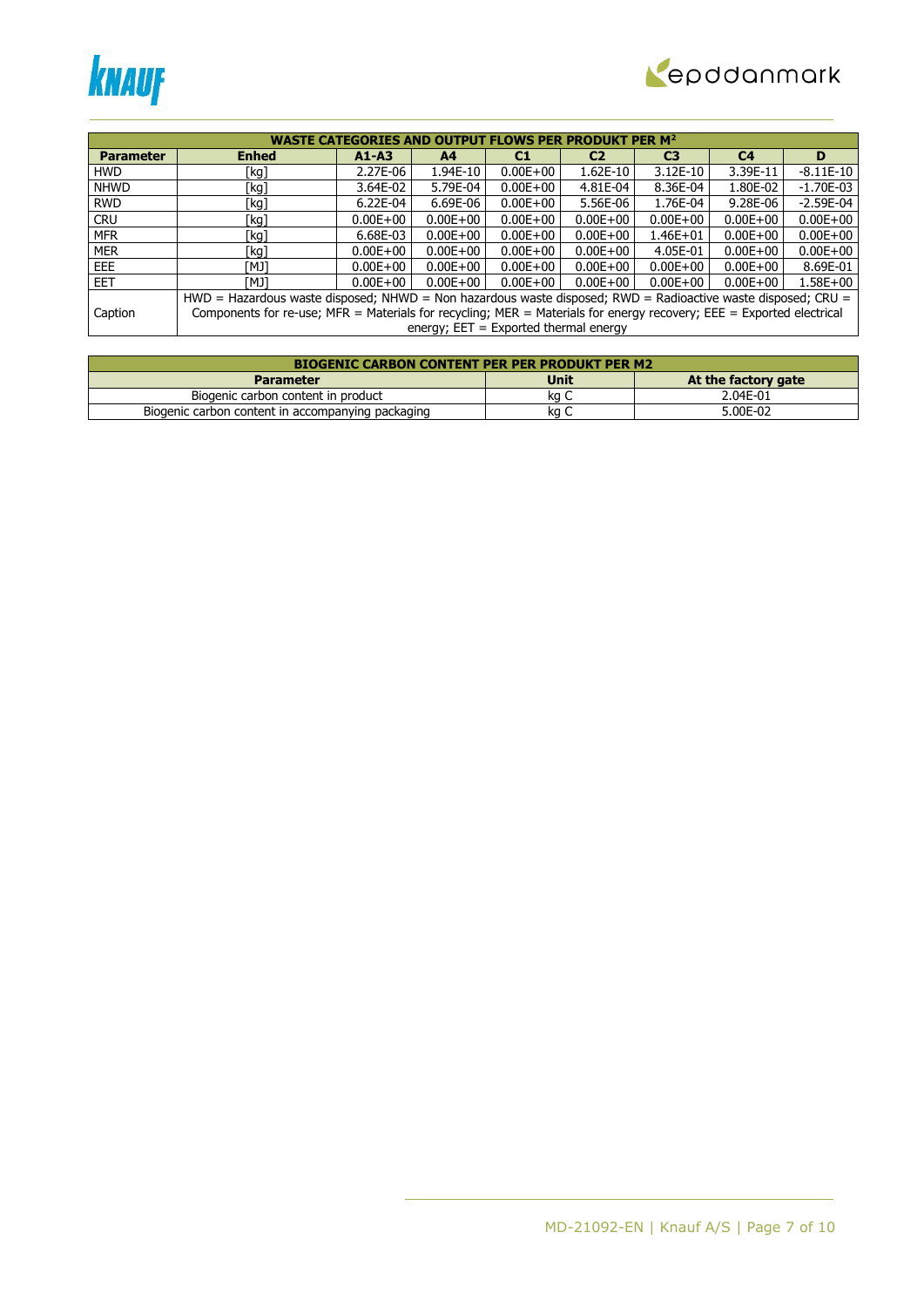| WASTE CATEGORIES AND OUTPUT FLOWS PER PRODUKT PER M² | | | | | | | | |
|---|---|---|---|---|---|---|---|---|
| **Parameter** | **Enhed** | **A1-A3** | **A4** | **C1** | **C2** | **C3** | **C4** | **D** |
| HWD | [kg] | 2.27E-06 | 1.94E-10 | 0.00E+00 | 1.62E-10 | 3.12E-10 | 3.39E-11 | -8.11E-10 |
| NHWD | [kg] | 3.64E-02 | 5.79E-04 | 0.00E+00 | 4.81E-04 | 8.36E-04 | 1.80E-02 | -1.70E-03 |
| RWD | [kg] | 6.22E-04 | 6.69E-06 | 0.00E+00 | 5.56E-06 | 1.76E-04 | 9.28E-06 | -2.59E-04 |
| CRU | [kg] | 0.00E+00 | 0.00E+00 | 0.00E+00 | 0.00E+00 | 0.00E+00 | 0.00E+00 | 0.00E+00 |
| MFR | [kg] | 6.68E-03 | 0.00E+00 | 0.00E+00 | 0.00E+00 | 1.46E+01 | 0.00E+00 | 0.00E+00 |
| MER | [kg] | 0.00E+00 | 0.00E+00 | 0.00E+00 | 0.00E+00 | 4.05E-01 | 0.00E+00 | 0.00E+00 |
| EEE | [MJ] | 0.00E+00 | 0.00E+00 | 0.00E+00 | 0.00E+00 | 0.00E+00 | 0.00E+00 | 8.69E-01 |
| EET | [MJ] | 0.00E+00 | 0.00E+00 | 0.00E+00 | 0.00E+00 | 0.00E+00 | 0.00E+00 | 1.58E+00 |
| Caption | HWD = Hazardous waste disposed; NHWD = Non hazardous waste disposed; RWD = Radioactive waste disposed; CRU = Components for re-use; MFR = Materials for recycling; MER = Materials for energy recovery; EEE = Exported electrical energy; EET = Exported thermal energy | | | | | | | |

| BIOGENIC CARBON CONTENT PER PER PRODUKT PER M2 | | |
|---|---|---|
| **Parameter** | **Unit** | **At the factory gate** |
| Biogenic carbon content in product | kg C | 2.04E-01 |
| Biogenic carbon content in accompanying packaging | kg C | 5.00E-02 |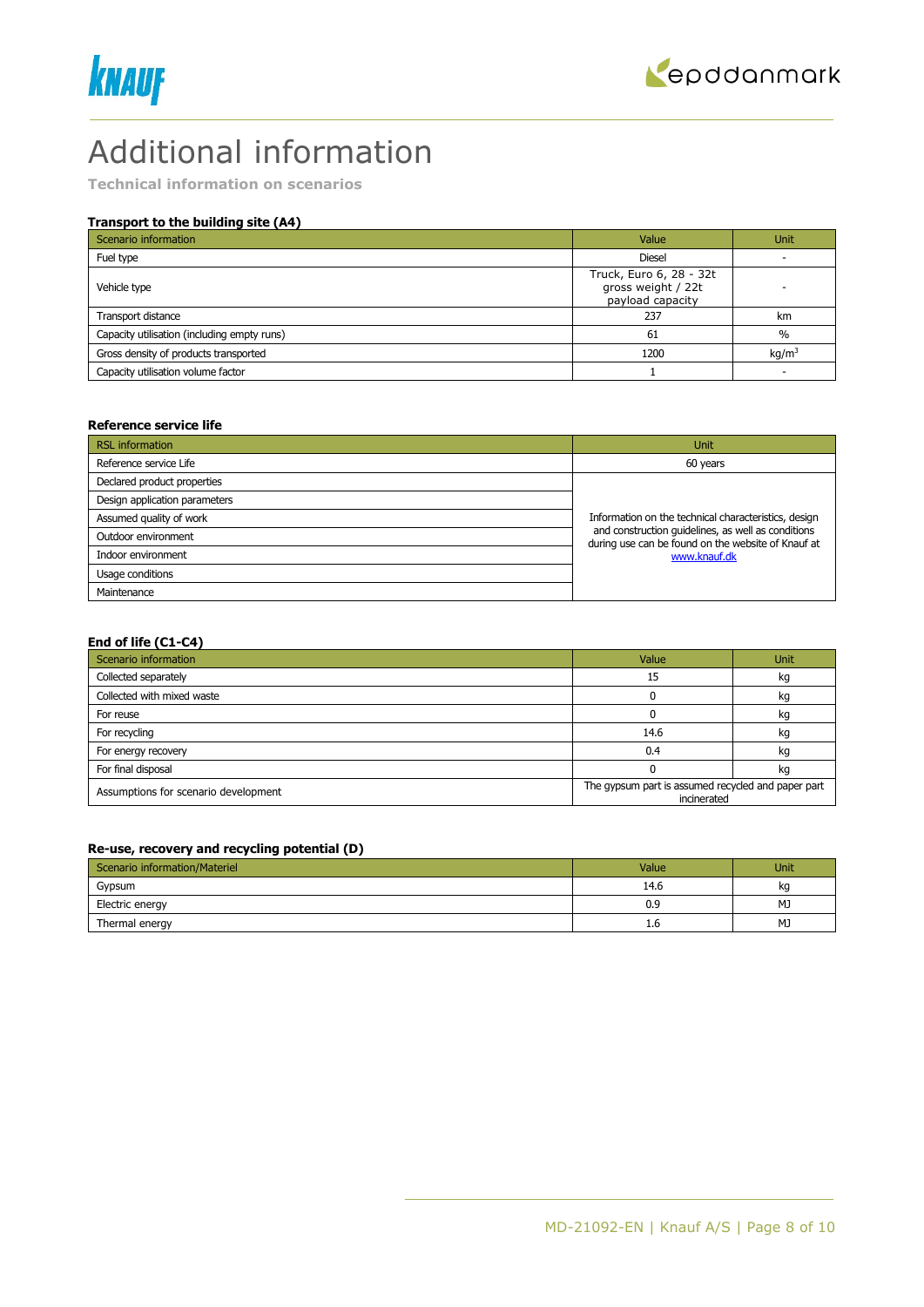# Additional information

**Technical information on scenarios**

### Transport to the building site (A4)

| Scenario information | Value | Unit |
|---|---|---|
| Fuel type | Diesel | - |
| Vehicle type | Truck, Euro 6, 28 - 32t gross weight / 22t payload capacity | - |
| Transport distance | 237 | km |
| Capacity utilisation (including empty runs) | 61 | % |
| Gross density of products transported | 1200 | kg/m$^3$ |
| Capacity utilisation volume factor | 1 | - |

### Reference service life

| RSL information | Unit |
|---|---|
| Reference service Life | 60 years |
| Declared product properties | Information on the technical characteristics, design and construction guidelines, as well as conditions during use can be found on the website of Knauf at www.knauf.dk |
| Design application parameters | |
| Assumed quality of work | |
| Outdoor environment | |
| Indoor environment | |
| Usage conditions | |
| Maintenance | |

### End of life (C1-C4)

| Scenario information | Value | Unit |
|---|---|---|
| Collected separately | 15 | kg |
| Collected with mixed waste | 0 | kg |
| For reuse | 0 | kg |
| For recycling | 14.6 | kg |
| For energy recovery | 0.4 | kg |
| For final disposal | 0 | kg |
| Assumptions for scenario development | The gypsum part is assumed recycled and paper part incinerated | |

### Re-use, recovery and recycling potential (D)

| Scenario information/Materiel | Value | Unit |
|---|---|---|
| Gypsum | 14.6 | kg |
| Electric energy | 0.9 | MJ |
| Thermal energy | 1.6 | MJ |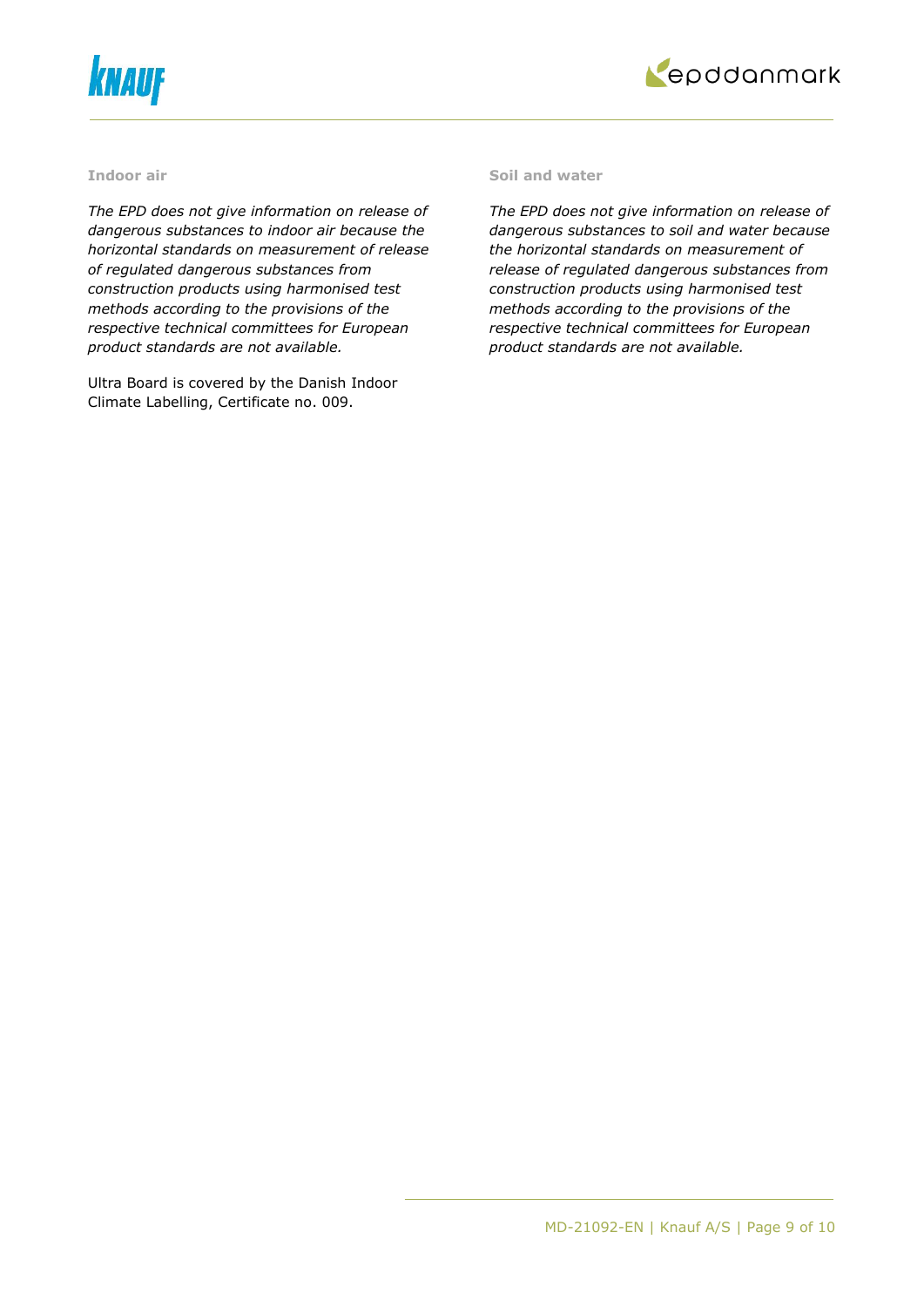### Indoor air

*The EPD does not give information on release of dangerous substances to indoor air because the horizontal standards on measurement of release of regulated dangerous substances from construction products using harmonised test methods according to the provisions of the respective technical committees for European product standards are not available.*

Ultra Board is covered by the Danish Indoor Climate Labelling, Certificate no. 009.

### Soil and water

*The EPD does not give information on release of dangerous substances to soil and water because the horizontal standards on measurement of release of regulated dangerous substances from construction products using harmonised test methods according to the provisions of the respective technical committees for European product standards are not available.*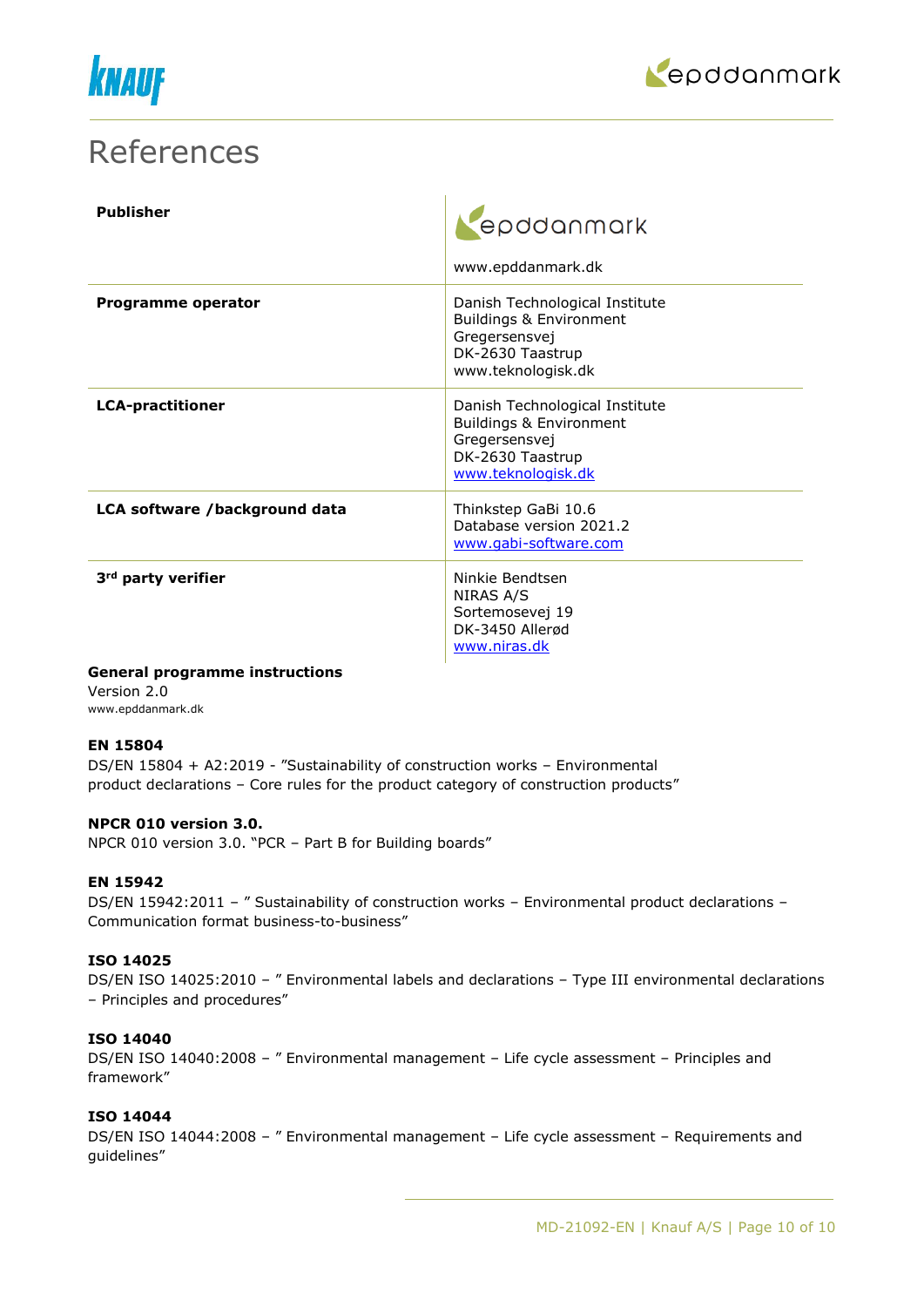# References

| | |
|---|---|
| **Publisher** | epddanmark<br>www.epddanmark.dk |
| **Programme operator** | Danish Technological Institute<br>Buildings & Environment<br>Gregersensvej<br>DK-2630 Taastrup<br>www.teknologisk.dk |
| **LCA-practitioner** | Danish Technological Institute<br>Buildings & Environment<br>Gregersensvej<br>DK-2630 Taastrup<br>www.teknologisk.dk |
| **LCA software /background data** | Thinkstep GaBi 10.6<br>Database version 2021.2<br>www.gabi-software.com |
| **3rd party verifier** | Ninkie Bendtsen<br>NIRAS A/S<br>Sortemosevej 19<br>DK-3450 Allerød<br>www.niras.dk |

**General programme instructions**
Version 2.0
www.epddanmark.dk

**EN 15804**
DS/EN 15804 + A2:2019 - "Sustainability of construction works – Environmental product declarations – Core rules for the product category of construction products"

**NPCR 010 version 3.0.**
NPCR 010 version 3.0. "PCR – Part B for Building boards"

**EN 15942**
DS/EN 15942:2011 – " Sustainability of construction works – Environmental product declarations – Communication format business-to-business"

**ISO 14025**
DS/EN ISO 14025:2010 – " Environmental labels and declarations – Type III environmental declarations – Principles and procedures"

**ISO 14040**
DS/EN ISO 14040:2008 – " Environmental management – Life cycle assessment – Principles and framework"

**ISO 14044**
DS/EN ISO 14044:2008 – " Environmental management – Life cycle assessment – Requirements and guidelines"